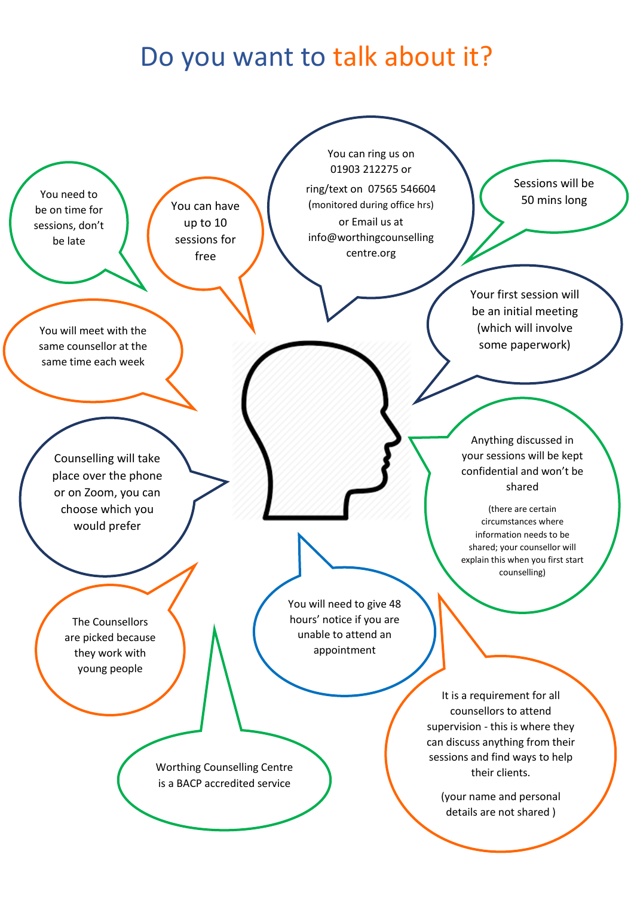# Do you want to talk about it?

You need to be on time for sessions, don't be late

You can have up to 10 sessions for free

You can ring us on 01903 212275 or ring/text on 07565 546604 (monitored during office hrs) or Email us at info@worthingcounsellingcentre.org

Sessions will be 50 mins long

Your first session will be an initial meeting (which will involve some paperwork)

You will meet with the same counsellor at the same time each week

Counselling will take place over the phone or on Zoom, you can choose which you would prefer

Anything discussed in your sessions will be kept confidential and won't be shared

(there are certain circumstances where information needs to be shared; your counsellor will explain this when you first start counselling)

The Counsellors are picked because they work with young people

You will need to give 48 hours' notice if you are unable to attend an appointment

Worthing Counselling Centre is a BACP accredited service

It is a requirement for all counsellors to attend supervision - this is where they can discuss anything from their sessions and find ways to help their clients.

(your name and personal details are not shared )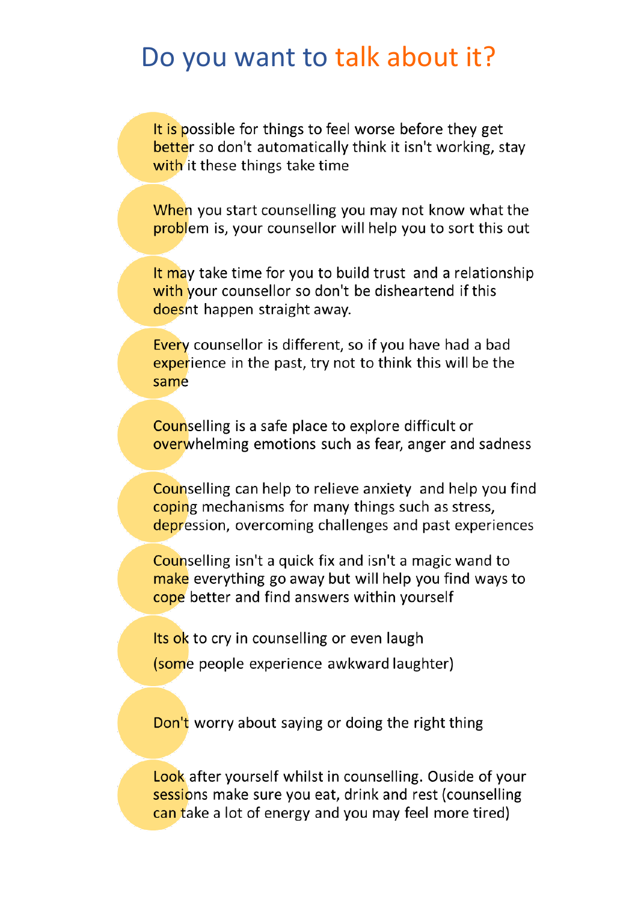# Do you want to talk about it?

- It is possible for things to feel worse before they get better so don't automatically think it isn't working, stay with it these things take time

- When you start counselling you may not know what the problem is, your counsellor will help you to sort this out

- It may take time for you to build trust  and a relationship with your counsellor so don't be disheartend if this doesnt happen straight away.

- Every counsellor is different, so if you have had a bad experience in the past, try not to think this will be the same

- Counselling is a safe place to explore difficult or overwhelming emotions such as fear, anger and sadness

- Counselling can help to relieve anxiety  and help you find coping mechanisms for many things such as stress, depression, overcoming challenges and past experiences

- Counselling isn't a quick fix and isn't a magic wand to make everything go away but will help you find ways to cope better and find answers within yourself

- Its ok to cry in counselling or even laugh

  (some people experience awkward laughter)

- Don't worry about saying or doing the right thing

- Look after yourself whilst in counselling. Ouside of your sessions make sure you eat, drink and rest (counselling can take a lot of energy and you may feel more tired)